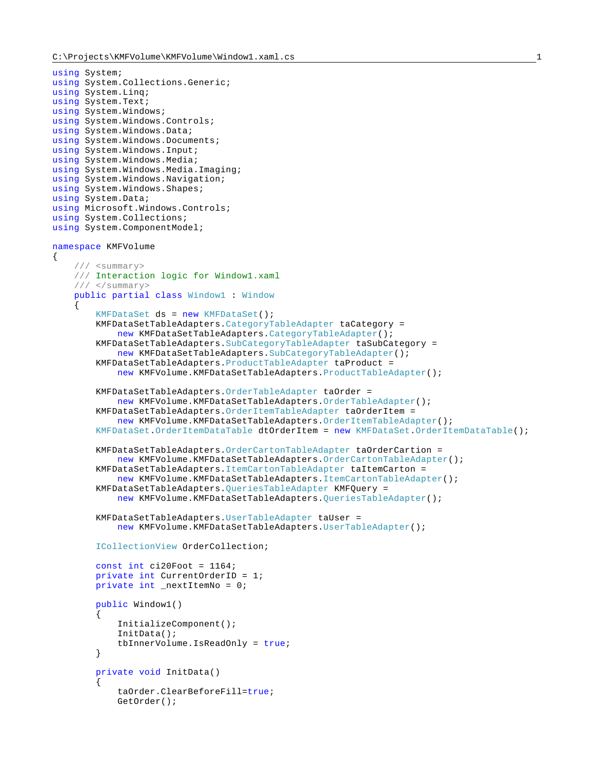C:\Projects\KMFVolume\KMFVolume\Window1.xaml.cs

```
using System;
using System.Collections.Generic;
using System.Linq;
using System.Text;
using System.Windows;
using System.Windows.Controls;
using System.Windows.Data;
using System.Windows.Documents;
using System.Windows.Input;
using System.Windows.Media;
using System.Windows.Media.Imaging;
using System.Windows.Navigation;
using System.Windows.Shapes;
using System.Data;
using Microsoft.Windows.Controls;
using System.Collections;
using System.ComponentModel;

namespace KMFVolume
{
    /// <summary>
    /// Interaction logic for Window1.xaml
    /// </summary>
    public partial class Window1 : Window
    {
        KMFDataSet ds = new KMFDataSet();
        KMFDataSetTableAdapters.CategoryTableAdapter taCategory =
            new KMFDataSetTableAdapters.CategoryTableAdapter();
        KMFDataSetTableAdapters.SubCategoryTableAdapter taSubCategory =
            new KMFDataSetTableAdapters.SubCategoryTableAdapter();
        KMFDataSetTableAdapters.ProductTableAdapter taProduct =
            new KMFVolume.KMFDataSetTableAdapters.ProductTableAdapter();

        KMFDataSetTableAdapters.OrderTableAdapter taOrder =
            new KMFVolume.KMFDataSetTableAdapters.OrderTableAdapter();
        KMFDataSetTableAdapters.OrderItemTableAdapter taOrderItem =
            new KMFVolume.KMFDataSetTableAdapters.OrderItemTableAdapter();
        KMFDataSet.OrderItemDataTable dtOrderItem = new KMFDataSet.OrderItemDataTable();

        KMFDataSetTableAdapters.OrderCartonTableAdapter taOrderCartion =
            new KMFVolume.KMFDataSetTableAdapters.OrderCartonTableAdapter();
        KMFDataSetTableAdapters.ItemCartonTableAdapter taItemCarton =
            new KMFVolume.KMFDataSetTableAdapters.ItemCartonTableAdapter();
        KMFDataSetTableAdapters.QueriesTableAdapter KMFQuery =
            new KMFVolume.KMFDataSetTableAdapters.QueriesTableAdapter();

        KMFDataSetTableAdapters.UserTableAdapter taUser =
            new KMFVolume.KMFDataSetTableAdapters.UserTableAdapter();

        ICollectionView OrderCollection;

        const int ci20Foot = 1164;
        private int CurrentOrderID = 1;
        private int _nextItemNo = 0;

        public Window1()
        {
            InitializeComponent();
            InitData();
            tbInnerVolume.IsReadOnly = true;
        }

        private void InitData()
        {
            taOrder.ClearBeforeFill=true;
            GetOrder();
```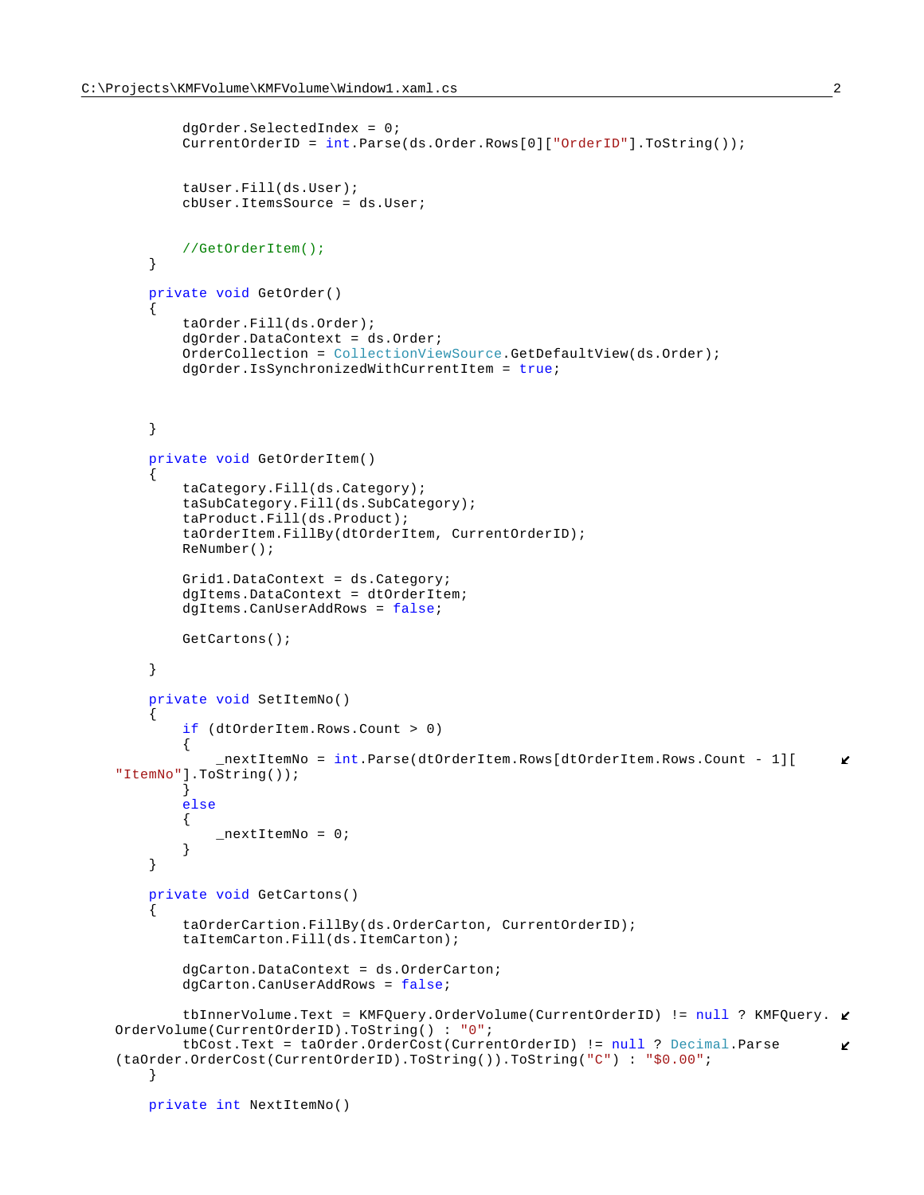```csharp
            dgOrder.SelectedIndex = 0;
            CurrentOrderID = int.Parse(ds.Order.Rows[0]["OrderID"].ToString());


            taUser.Fill(ds.User);
            cbUser.ItemsSource = ds.User;


            //GetOrderItem();
        }

        private void GetOrder()
        {
            taOrder.Fill(ds.Order);
            dgOrder.DataContext = ds.Order;
            OrderCollection = CollectionViewSource.GetDefaultView(ds.Order);
            dgOrder.IsSynchronizedWithCurrentItem = true;



        }

        private void GetOrderItem()
        {
            taCategory.Fill(ds.Category);
            taSubCategory.Fill(ds.SubCategory);
            taProduct.Fill(ds.Product);
            taOrderItem.FillBy(dtOrderItem, CurrentOrderID);
            ReNumber();

            Grid1.DataContext = ds.Category;
            dgItems.DataContext = dtOrderItem;
            dgItems.CanUserAddRows = false;

            GetCartons();

        }

        private void SetItemNo()
        {
            if (dtOrderItem.Rows.Count > 0)
            {
                _nextItemNo = int.Parse(dtOrderItem.Rows[dtOrderItem.Rows.Count - 1][
    "ItemNo"].ToString());
            }
            else
            {
                _nextItemNo = 0;
            }
        }

        private void GetCartons()
        {
            taOrderCartion.FillBy(ds.OrderCarton, CurrentOrderID);
            taItemCarton.Fill(ds.ItemCarton);

            dgCarton.DataContext = ds.OrderCarton;
            dgCarton.CanUserAddRows = false;

            tbInnerVolume.Text = KMFQuery.OrderVolume(CurrentOrderID) != null ? KMFQuery.
    OrderVolume(CurrentOrderID).ToString() : "0";
            tbCost.Text = taOrder.OrderCost(CurrentOrderID) != null ? Decimal.Parse
    (taOrder.OrderCost(CurrentOrderID).ToString()).ToString("C") : "$0.00";
        }

        private int NextItemNo()
```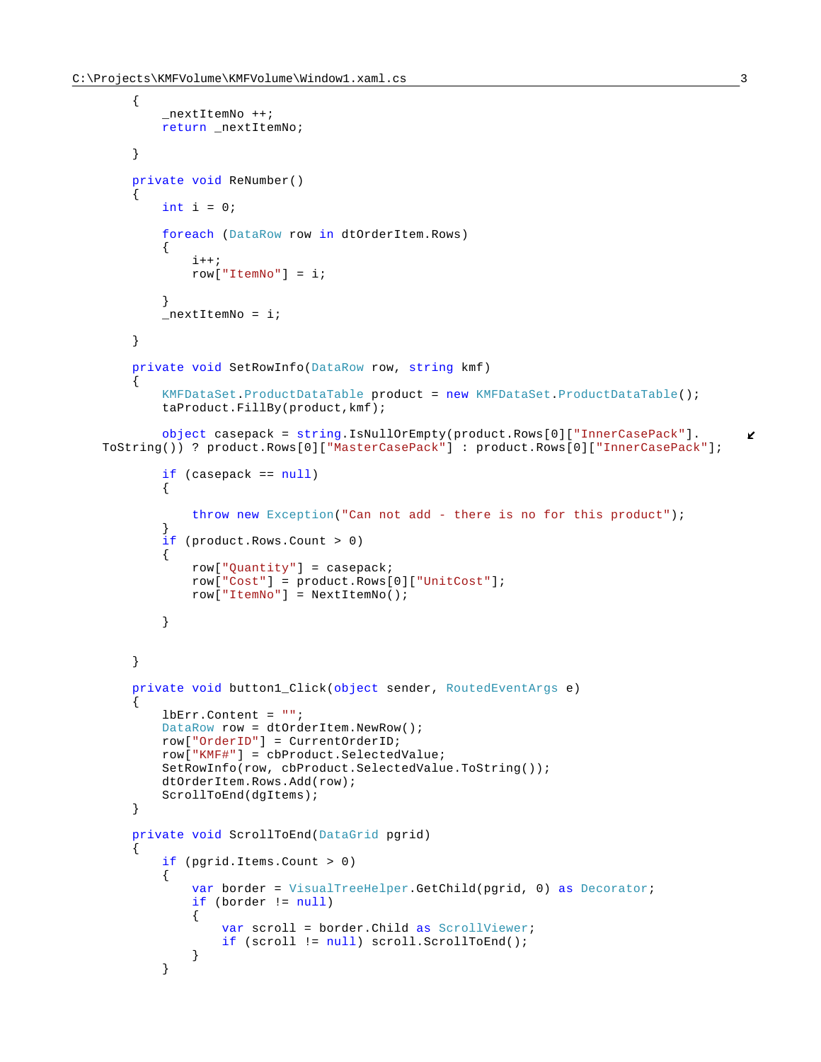```csharp
        {
            _nextItemNo ++;
            return _nextItemNo;

        }

        private void ReNumber()
        {
            int i = 0;

            foreach (DataRow row in dtOrderItem.Rows)
            {
                i++;
                row["ItemNo"] = i;

            }
            _nextItemNo = i;

        }

        private void SetRowInfo(DataRow row, string kmf)
        {
            KMFDataSet.ProductDataTable product = new KMFDataSet.ProductDataTable();
            taProduct.FillBy(product,kmf);

            object casepack = string.IsNullOrEmpty(product.Rows[0]["InnerCasePack"].
    ToString()) ? product.Rows[0]["MasterCasePack"] : product.Rows[0]["InnerCasePack"];

            if (casepack == null)
            {

                throw new Exception("Can not add - there is no for this product");
            }
            if (product.Rows.Count > 0)
            {
                row["Quantity"] = casepack;
                row["Cost"] = product.Rows[0]["UnitCost"];
                row["ItemNo"] = NextItemNo();

            }


        }

        private void button1_Click(object sender, RoutedEventArgs e)
        {
            lbErr.Content = "";
            DataRow row = dtOrderItem.NewRow();
            row["OrderID"] = CurrentOrderID;
            row["KMF#"] = cbProduct.SelectedValue;
            SetRowInfo(row, cbProduct.SelectedValue.ToString());
            dtOrderItem.Rows.Add(row);
            ScrollToEnd(dgItems);
        }

        private void ScrollToEnd(DataGrid pgrid)
        {
            if (pgrid.Items.Count > 0)
            {
                var border = VisualTreeHelper.GetChild(pgrid, 0) as Decorator;
                if (border != null)
                {
                    var scroll = border.Child as ScrollViewer;
                    if (scroll != null) scroll.ScrollToEnd();
                }
            }
```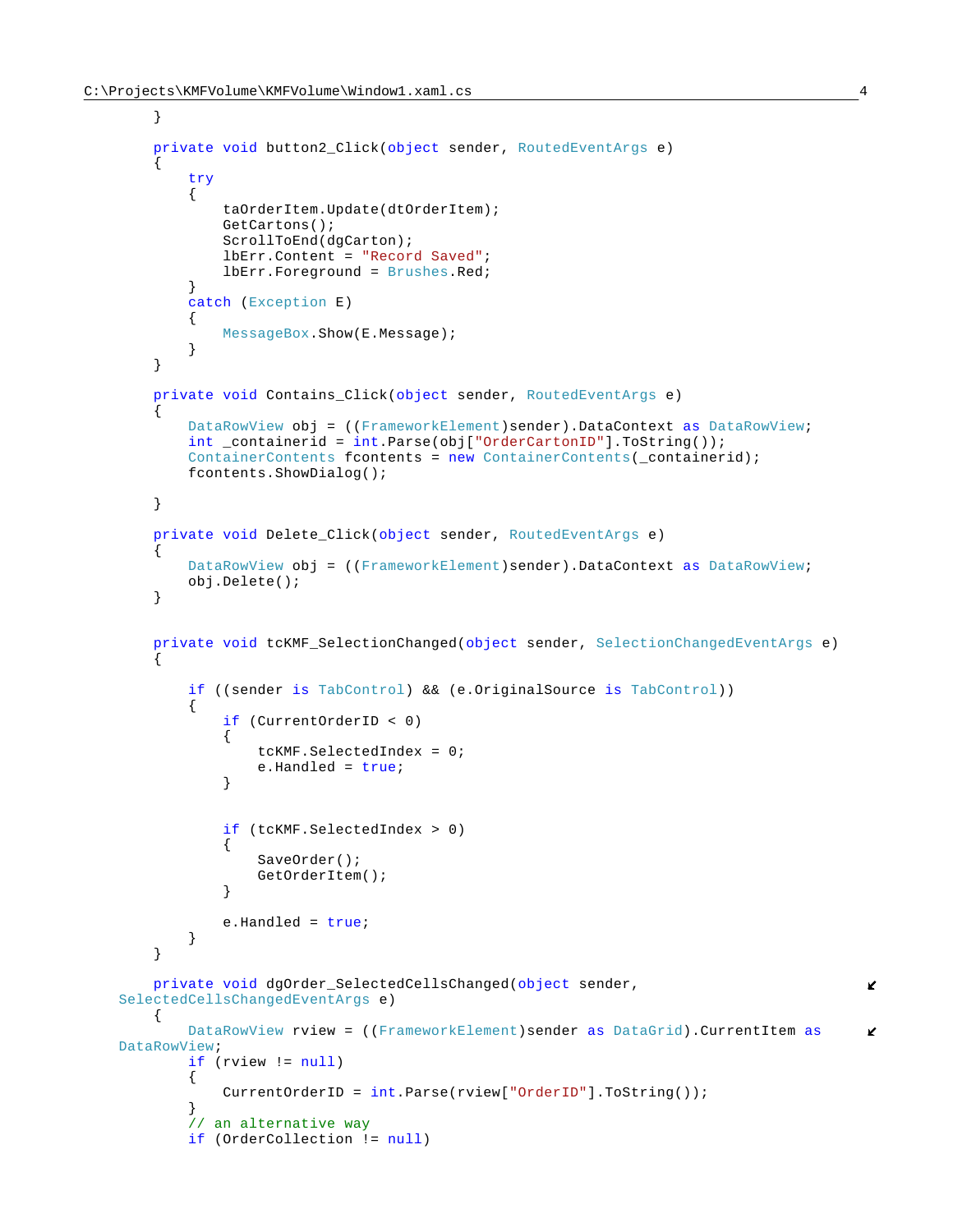```
        }

        private void button2_Click(object sender, RoutedEventArgs e)
        {
            try
            {
                taOrderItem.Update(dtOrderItem);
                GetCartons();
                ScrollToEnd(dgCarton);
                lbErr.Content = "Record Saved";
                lbErr.Foreground = Brushes.Red;
            }
            catch (Exception E)
            {
                MessageBox.Show(E.Message);
            }
        }

        private void Contains_Click(object sender, RoutedEventArgs e)
        {
            DataRowView obj = ((FrameworkElement)sender).DataContext as DataRowView;
            int _containerid = int.Parse(obj["OrderCartonID"].ToString());
            ContainerContents fcontents = new ContainerContents(_containerid);
            fcontents.ShowDialog();

        }

        private void Delete_Click(object sender, RoutedEventArgs e)
        {
            DataRowView obj = ((FrameworkElement)sender).DataContext as DataRowView;
            obj.Delete();
        }


        private void tcKMF_SelectionChanged(object sender, SelectionChangedEventArgs e)
        {

            if ((sender is TabControl) && (e.OriginalSource is TabControl))
            {
                if (CurrentOrderID < 0)
                {
                    tcKMF.SelectedIndex = 0;
                    e.Handled = true;
                }


                if (tcKMF.SelectedIndex > 0)
                {
                    SaveOrder();
                    GetOrderItem();
                }

                e.Handled = true;
            }
        }

        private void dgOrder_SelectedCellsChanged(object sender, 
    SelectedCellsChangedEventArgs e)
        {
            DataRowView rview = ((FrameworkElement)sender as DataGrid).CurrentItem as 
    DataRowView;
            if (rview != null)
            {
                CurrentOrderID = int.Parse(rview["OrderID"].ToString());
            }
            // an alternative way
            if (OrderCollection != null)
```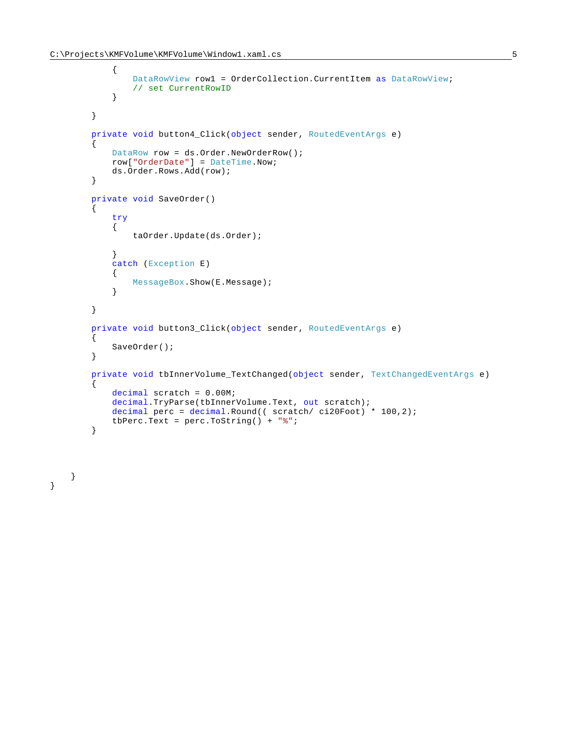```
            {
                DataRowView row1 = OrderCollection.CurrentItem as DataRowView;
                // set CurrentRowID
            }

        }

        private void button4_Click(object sender, RoutedEventArgs e)
        {
            DataRow row = ds.Order.NewOrderRow();
            row["OrderDate"] = DateTime.Now;
            ds.Order.Rows.Add(row);
        }

        private void SaveOrder()
        {
            try
            {
                taOrder.Update(ds.Order);

            }
            catch (Exception E)
            {
                MessageBox.Show(E.Message);
            }

        }

        private void button3_Click(object sender, RoutedEventArgs e)
        {
            SaveOrder();
        }

        private void tbInnerVolume_TextChanged(object sender, TextChangedEventArgs e)
        {
            decimal scratch = 0.00M;
            decimal.TryParse(tbInnerVolume.Text, out scratch);
            decimal perc = decimal.Round(( scratch/ ci20Foot) * 100,2);
            tbPerc.Text = perc.ToString() + "%";
        }



    }
}
```